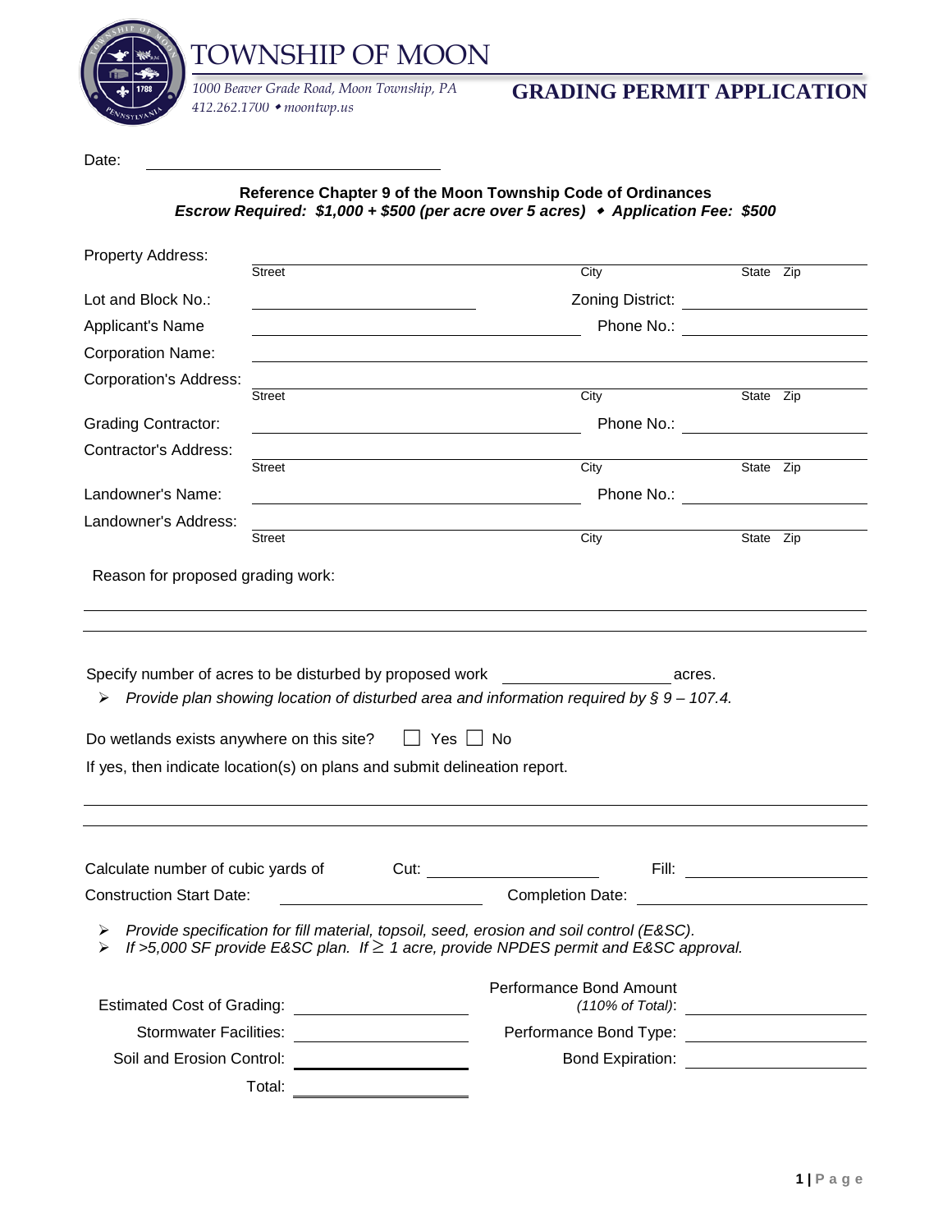# TOWNSHIP OF MOON

*1000 Beaver Grade Road, Moon Township, PA*
*412.262.1700 • moontwp.us*

## GRADING PERMIT APPLICATION

Date: ______________________________

**Reference Chapter 9 of the Moon Township Code of Ordinances**
***Escrow Required: $1,000 + $500 (per acre over 5 acres) • Application Fee: $500***

Property Address: ______________________________
Street City State Zip

Lot and Block No.: ____________________ Zoning District: ____________________

Applicant's Name ______________________________ Phone No.: ____________________

Corporation Name: ______________________________

Corporation's Address: ______________________________
Street City State Zip

Grading Contractor: ______________________________ Phone No.: ____________________

Contractor's Address: ______________________________
Street City State Zip

Landowner's Name: ______________________________ Phone No.: ____________________

Landowner's Address: ______________________________
Street City State Zip

Reason for proposed grading work:

______________________________________________________________

______________________________________________________________

Specify number of acres to be disturbed by proposed work ____________________ acres.

- *Provide plan showing location of disturbed area and information required by § 9 – 107.4.*

Do wetlands exists anywhere on this site? ☐ Yes ☐ No

If yes, then indicate location(s) on plans and submit delineation report.

______________________________________________________________

______________________________________________________________

Calculate number of cubic yards of Cut: ____________________ Fill: ____________________

Construction Start Date: ____________________ Completion Date: ____________________

- *Provide specification for fill material, topsoil, seed, erosion and soil control (E&SC).*
- *If >5,000 SF provide E&SC plan. If $\geq$ 1 acre, provide NPDES permit and E&SC approval.*

Estimated Cost of Grading: ____________________

Stormwater Facilities: ____________________

Soil and Erosion Control: ____________________

Total: ____________________

Performance Bond Amount *(110% of Total)*: ____________________

Performance Bond Type: ____________________

Bond Expiration: ____________________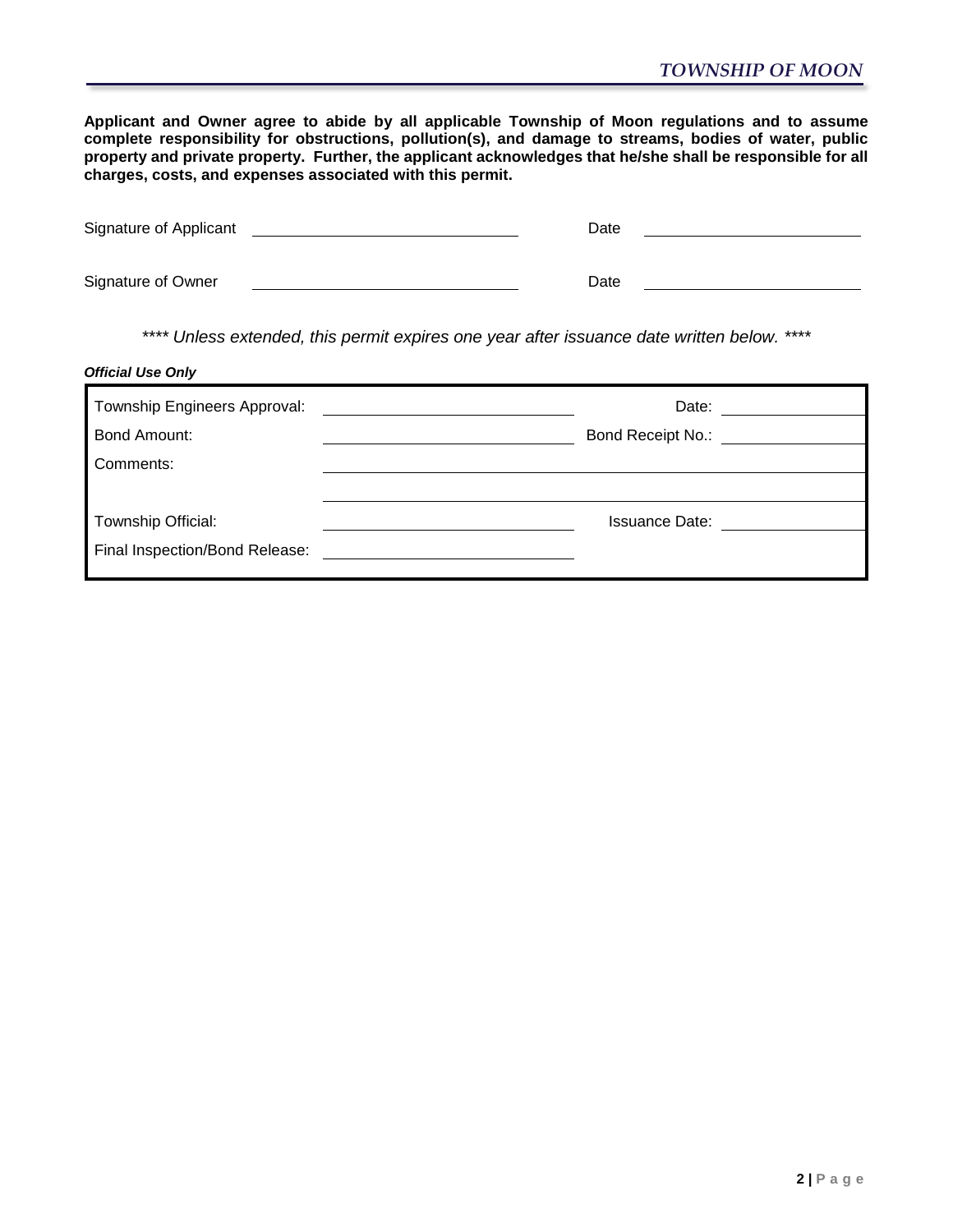**Applicant and Owner agree to abide by all applicable Township of Moon regulations and to assume complete responsibility for obstructions, pollution(s), and damage to streams, bodies of water, public property and private property. Further, the applicant acknowledges that he/she shall be responsible for all charges, costs, and expenses associated with this permit.**

Signature of Applicant \_\_\_\_\_\_\_\_\_\_\_\_\_\_\_\_\_\_\_\_\_\_\_\_\_\_\_\_ Date \_\_\_\_\_\_\_\_\_\_\_\_\_\_\_\_\_\_\_\_\_\_

Signature of Owner \_\_\_\_\_\_\_\_\_\_\_\_\_\_\_\_\_\_\_\_\_\_\_\_\_\_\_\_ Date \_\_\_\_\_\_\_\_\_\_\_\_\_\_\_\_\_\_\_\_\_\_

*\*\*\*\* Unless extended, this permit expires one year after issuance date written below. \*\*\*\**

***Official Use Only***

| | | | |
|---|---|---|---|
| Township Engineers Approval: | | Date: | |
| Bond Amount: | | Bond Receipt No.: | |
| Comments: | | | |
| | | | |
| Township Official: | | Issuance Date: | |
| Final Inspection/Bond Release: | | | |